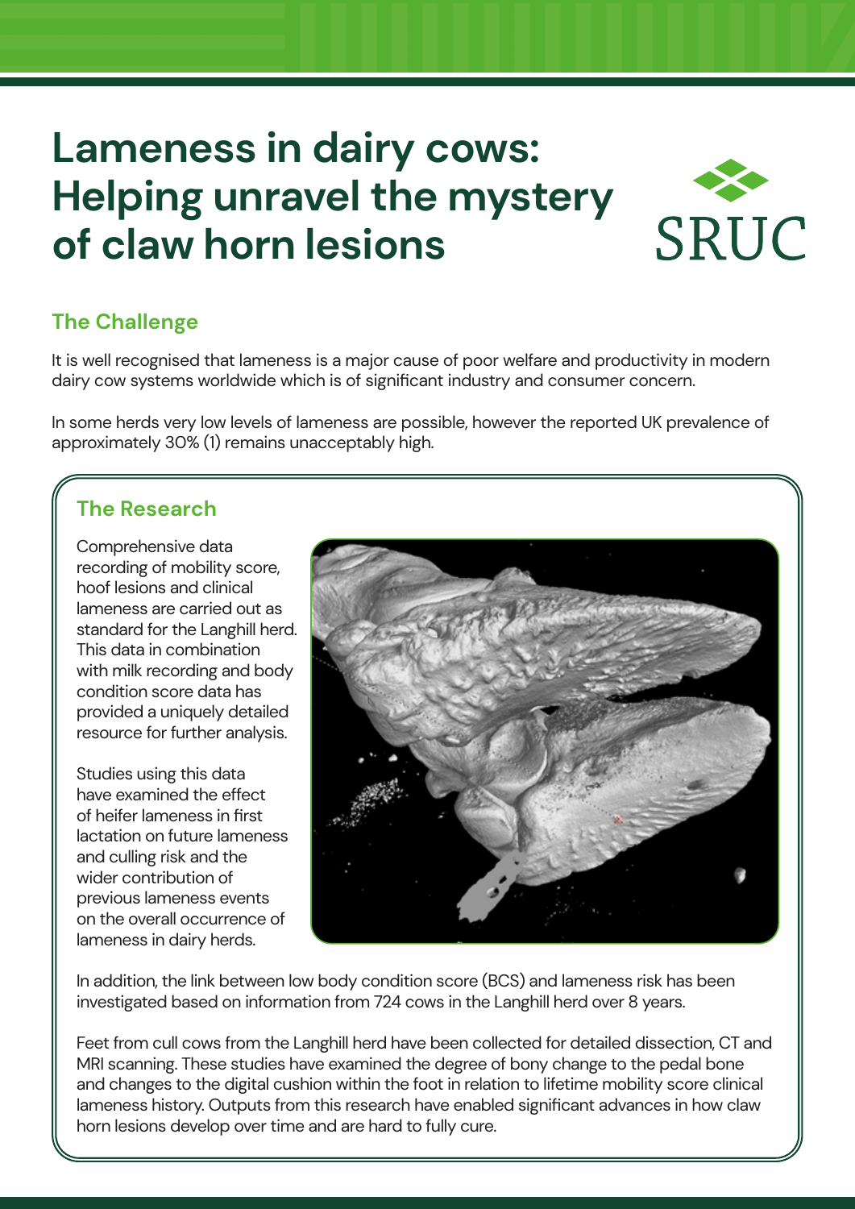# Lameness in dairy cows: Helping unravel the mystery of claw horn lesions

SRUC

## The Challenge

It is well recognised that lameness is a major cause of poor welfare and productivity in modern dairy cow systems worldwide which is of significant industry and consumer concern.

In some herds very low levels of lameness are possible, however the reported UK prevalence of approximately 30% (1) remains unacceptably high.

## The Research

Comprehensive data recording of mobility score, hoof lesions and clinical lameness are carried out as standard for the Langhill herd. This data in combination with milk recording and body condition score data has provided a uniquely detailed resource for further analysis.

Studies using this data have examined the effect of heifer lameness in first lactation on future lameness and culling risk and the wider contribution of previous lameness events on the overall occurrence of lameness in dairy herds.

In addition, the link between low body condition score (BCS) and lameness risk has been investigated based on information from 724 cows in the Langhill herd over 8 years.

Feet from cull cows from the Langhill herd have been collected for detailed dissection, CT and MRI scanning. These studies have examined the degree of bony change to the pedal bone and changes to the digital cushion within the foot in relation to lifetime mobility score clinical lameness history. Outputs from this research have enabled significant advances in how claw horn lesions develop over time and are hard to fully cure.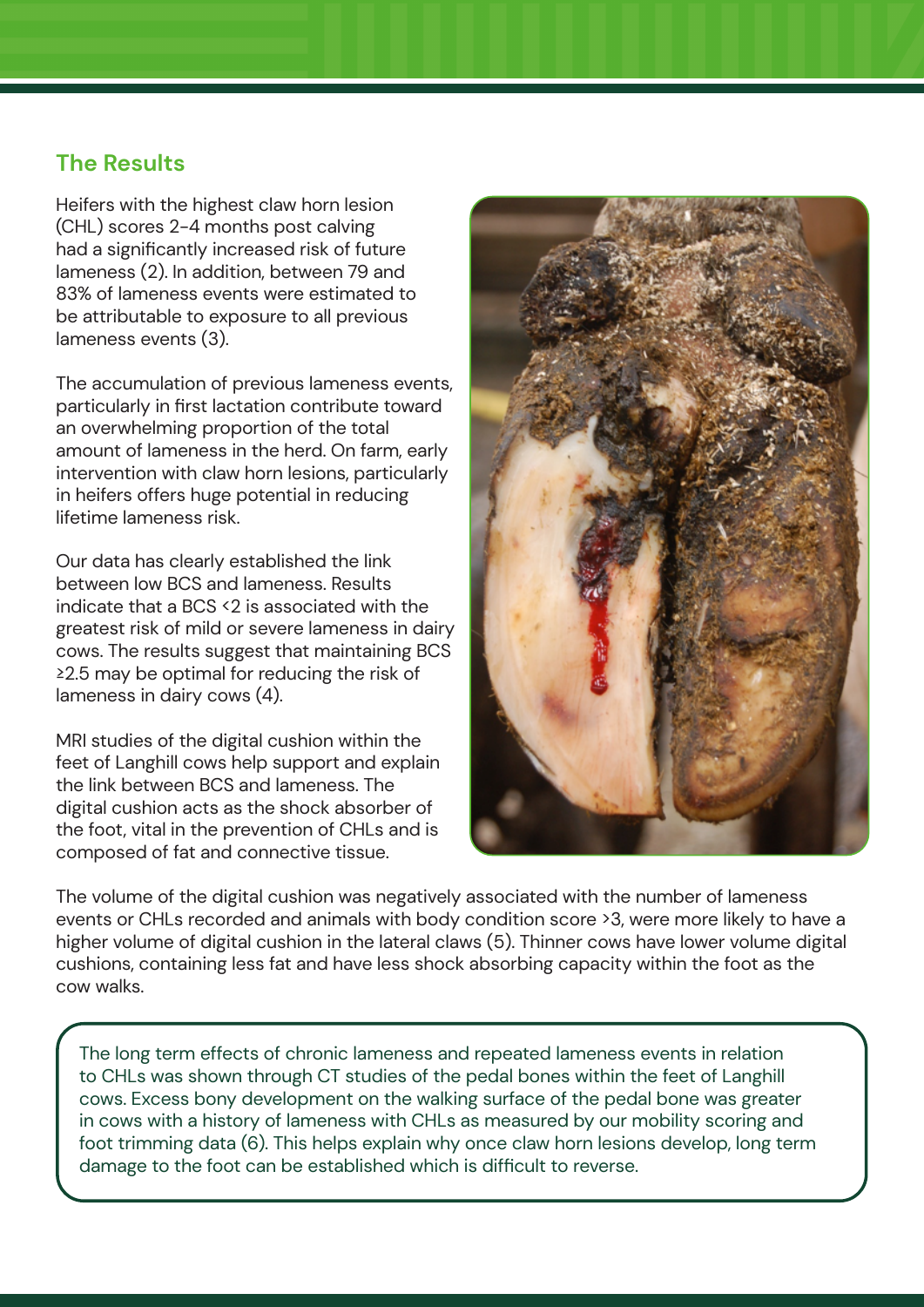## The Results

Heifers with the highest claw horn lesion (CHL) scores 2-4 months post calving had a significantly increased risk of future lameness (2). In addition, between 79 and 83% of lameness events were estimated to be attributable to exposure to all previous lameness events (3).

The accumulation of previous lameness events, particularly in first lactation contribute toward an overwhelming proportion of the total amount of lameness in the herd. On farm, early intervention with claw horn lesions, particularly in heifers offers huge potential in reducing lifetime lameness risk.

Our data has clearly established the link between low BCS and lameness. Results indicate that a BCS <2 is associated with the greatest risk of mild or severe lameness in dairy cows. The results suggest that maintaining BCS ≥2.5 may be optimal for reducing the risk of lameness in dairy cows (4).

MRI studies of the digital cushion within the feet of Langhill cows help support and explain the link between BCS and lameness. The digital cushion acts as the shock absorber of the foot, vital in the prevention of CHLs and is composed of fat and connective tissue.

The volume of the digital cushion was negatively associated with the number of lameness events or CHLs recorded and animals with body condition score >3, were more likely to have a higher volume of digital cushion in the lateral claws (5). Thinner cows have lower volume digital cushions, containing less fat and have less shock absorbing capacity within the foot as the cow walks.

The long term effects of chronic lameness and repeated lameness events in relation to CHLs was shown through CT studies of the pedal bones within the feet of Langhill cows. Excess bony development on the walking surface of the pedal bone was greater in cows with a history of lameness with CHLs as measured by our mobility scoring and foot trimming data (6). This helps explain why once claw horn lesions develop, long term damage to the foot can be established which is difficult to reverse.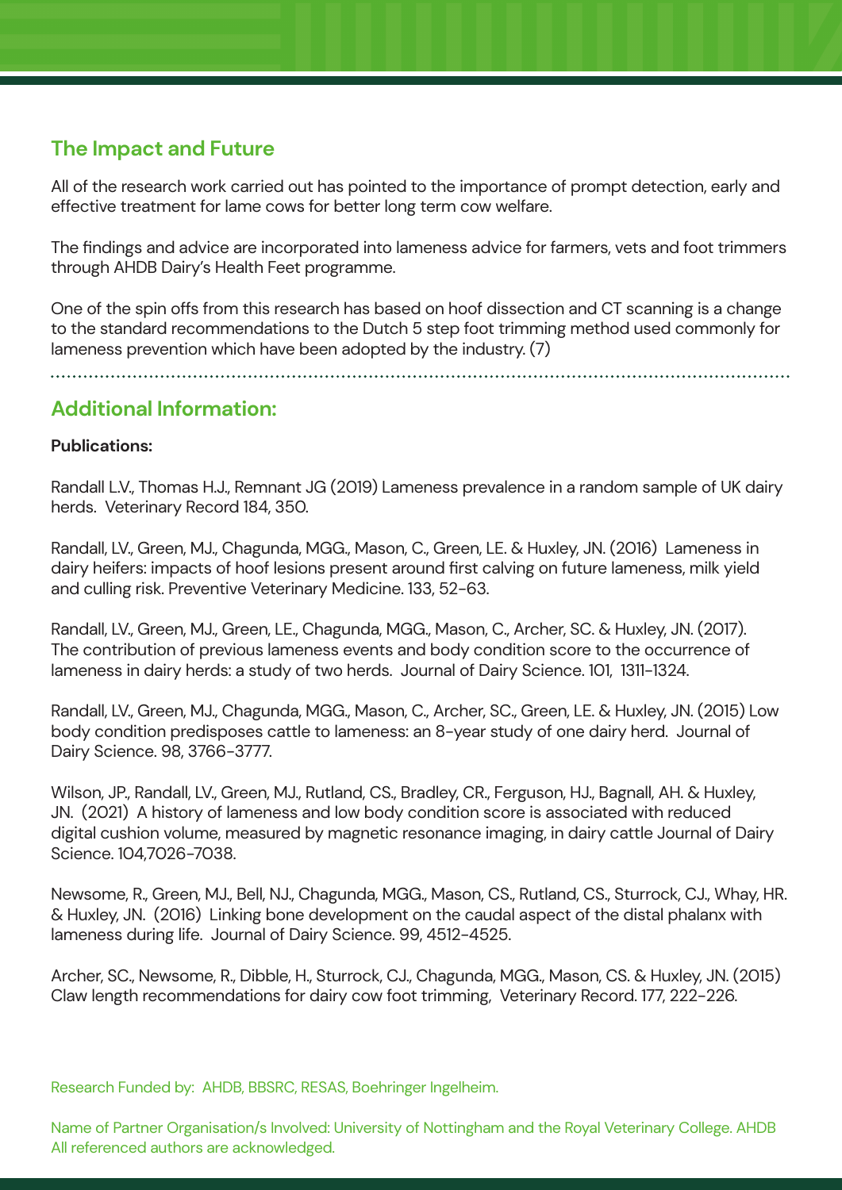## The Impact and Future

All of the research work carried out has pointed to the importance of prompt detection, early and effective treatment for lame cows for better long term cow welfare.

The findings and advice are incorporated into lameness advice for farmers, vets and foot trimmers through AHDB Dairy's Health Feet programme.

One of the spin offs from this research has based on hoof dissection and CT scanning is a change to the standard recommendations to the Dutch 5 step foot trimming method used commonly for lameness prevention which have been adopted by the industry. (7)

## Additional Information:

**Publications:**

Randall L.V., Thomas H.J., Remnant JG (2019) Lameness prevalence in a random sample of UK dairy herds. Veterinary Record 184, 350.

Randall, LV., Green, MJ., Chagunda, MGG., Mason, C., Green, LE. & Huxley, JN. (2016) Lameness in dairy heifers: impacts of hoof lesions present around first calving on future lameness, milk yield and culling risk. Preventive Veterinary Medicine. 133, 52-63.

Randall, LV., Green, MJ., Green, LE., Chagunda, MGG., Mason, C., Archer, SC. & Huxley, JN. (2017). The contribution of previous lameness events and body condition score to the occurrence of lameness in dairy herds: a study of two herds. Journal of Dairy Science. 101, 1311-1324.

Randall, LV., Green, MJ., Chagunda, MGG., Mason, C., Archer, SC., Green, LE. & Huxley, JN. (2015) Low body condition predisposes cattle to lameness: an 8-year study of one dairy herd. Journal of Dairy Science. 98, 3766-3777.

Wilson, JP., Randall, LV., Green, MJ., Rutland, CS., Bradley, CR., Ferguson, HJ., Bagnall, AH. & Huxley, JN. (2021) A history of lameness and low body condition score is associated with reduced digital cushion volume, measured by magnetic resonance imaging, in dairy cattle Journal of Dairy Science. 104,7026-7038.

Newsome, R., Green, MJ., Bell, NJ., Chagunda, MGG., Mason, CS., Rutland, CS., Sturrock, CJ., Whay, HR. & Huxley, JN. (2016) Linking bone development on the caudal aspect of the distal phalanx with lameness during life. Journal of Dairy Science. 99, 4512-4525.

Archer, SC., Newsome, R., Dibble, H., Sturrock, CJ., Chagunda, MGG., Mason, CS. & Huxley, JN. (2015) Claw length recommendations for dairy cow foot trimming, Veterinary Record. 177, 222-226.

Research Funded by: AHDB, BBSRC, RESAS, Boehringer Ingelheim.

Name of Partner Organisation/s Involved: University of Nottingham and the Royal Veterinary College. AHDB All referenced authors are acknowledged.